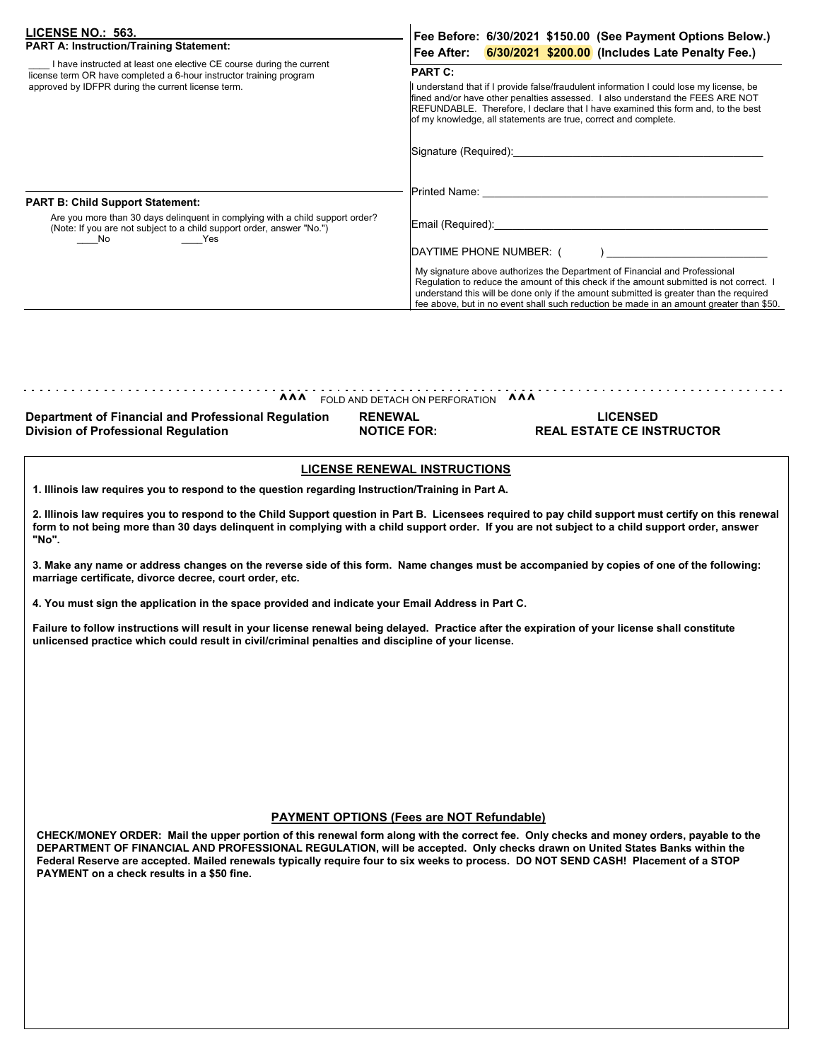**LICENSE NO.: 563.**

**PART A: Instruction/Training Statement:**

____ I have instructed at least one elective CE course during the current license term OR have completed a 6-hour instructor training program approved by IDFPR during the current license term.

**PART B: Child Support Statement:**

Are you more than 30 days delinquent in complying with a child support order? (Note: If you are not subject to a child support order, answer "No.")

____No ____Yes

**Fee Before: 6/30/2021 $150.00 (See Payment Options Below.)**

**Fee After: 6/30/2021 $200.00 (Includes Late Penalty Fee.)**

**PART C:**

I understand that if I provide false/fraudulent information I could lose my license, be fined and/or have other penalties assessed. I also understand the FEES ARE NOT REFUNDABLE. Therefore, I declare that I have examined this form and, to the best of my knowledge, all statements are true, correct and complete.

Signature (Required):_______________________________________

Printed Name: _______________________________________

Email (Required):_______________________________________

DAYTIME PHONE NUMBER: ( ) _______________________

My signature above authorizes the Department of Financial and Professional Regulation to reduce the amount of this check if the amount submitted is not correct. I understand this will be done only if the amount submitted is greater than the required fee above, but in no event shall such reduction be made in an amount greater than $50.

^^^ FOLD AND DETACH ON PERFORATION ^^^

**Department of Financial and Professional Regulation**
**Division of Professional Regulation**

**RENEWAL NOTICE FOR:** **LICENSED REAL ESTATE CE INSTRUCTOR**

## LICENSE RENEWAL INSTRUCTIONS

**1. Illinois law requires you to respond to the question regarding Instruction/Training in Part A.**

**2. Illinois law requires you to respond to the Child Support question in Part B. Licensees required to pay child support must certify on this renewal form to not being more than 30 days delinquent in complying with a child support order. If you are not subject to a child support order, answer "No".**

**3. Make any name or address changes on the reverse side of this form. Name changes must be accompanied by copies of one of the following: marriage certificate, divorce decree, court order, etc.**

**4. You must sign the application in the space provided and indicate your Email Address in Part C.**

**Failure to follow instructions will result in your license renewal being delayed. Practice after the expiration of your license shall constitute unlicensed practice which could result in civil/criminal penalties and discipline of your license.**

## PAYMENT OPTIONS (Fees are NOT Refundable)

**CHECK/MONEY ORDER: Mail the upper portion of this renewal form along with the correct fee. Only checks and money orders, payable to the DEPARTMENT OF FINANCIAL AND PROFESSIONAL REGULATION, will be accepted. Only checks drawn on United States Banks within the Federal Reserve are accepted. Mailed renewals typically require four to six weeks to process. DO NOT SEND CASH! Placement of a STOP PAYMENT on a check results in a $50 fine.**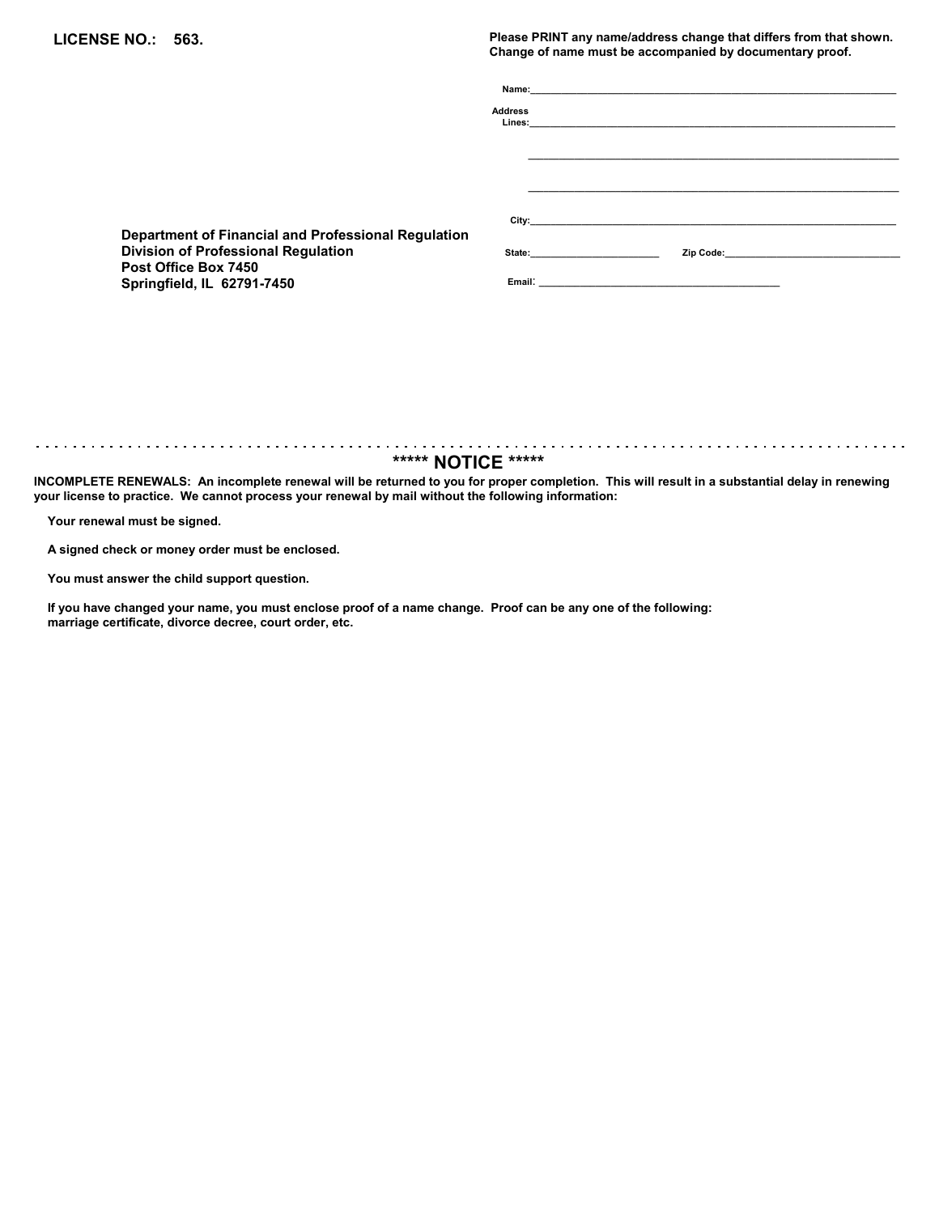**LICENSE NO.: 563.**

**Please PRINT any name/address change that differs from that shown.**
**Change of name must be accompanied by documentary proof.**

Name:\_\_\_\_\_\_\_\_\_\_\_\_\_\_\_\_\_\_\_\_\_\_\_\_\_\_\_\_\_\_\_\_\_\_\_\_\_\_\_\_\_\_\_\_\_\_\_\_

Address Lines:\_\_\_\_\_\_\_\_\_\_\_\_\_\_\_\_\_\_\_\_\_\_\_\_\_\_\_\_\_\_\_\_\_\_\_\_\_\_\_\_\_\_\_\_

\_\_\_\_\_\_\_\_\_\_\_\_\_\_\_\_\_\_\_\_\_\_\_\_\_\_\_\_\_\_\_\_\_\_\_\_\_\_\_\_\_\_\_\_\_\_\_\_\_\_\_\_

\_\_\_\_\_\_\_\_\_\_\_\_\_\_\_\_\_\_\_\_\_\_\_\_\_\_\_\_\_\_\_\_\_\_\_\_\_\_\_\_\_\_\_\_\_\_\_\_\_\_\_\_

City:\_\_\_\_\_\_\_\_\_\_\_\_\_\_\_\_\_\_\_\_\_\_\_\_\_\_\_\_\_\_\_\_\_\_\_\_\_\_\_\_\_\_\_\_\_\_\_\_

State:\_\_\_\_\_\_\_\_\_\_\_\_\_\_\_\_\_\_ Zip Code:\_\_\_\_\_\_\_\_\_\_\_\_\_\_\_\_\_\_\_\_\_\_\_\_

Email: \_\_\_\_\_\_\_\_\_\_\_\_\_\_\_\_\_\_\_\_\_\_\_\_\_\_\_\_\_\_\_\_\_\_

**Department of Financial and Professional Regulation**
**Division of Professional Regulation**
**Post Office Box 7450**
**Springfield, IL 62791-7450**

## ***** NOTICE *****

**INCOMPLETE RENEWALS: An incomplete renewal will be returned to you for proper completion. This will result in a substantial delay in renewing your license to practice. We cannot process your renewal by mail without the following information:**

**Your renewal must be signed.**

**A signed check or money order must be enclosed.**

**You must answer the child support question.**

**If you have changed your name, you must enclose proof of a name change. Proof can be any one of the following: marriage certificate, divorce decree, court order, etc.**